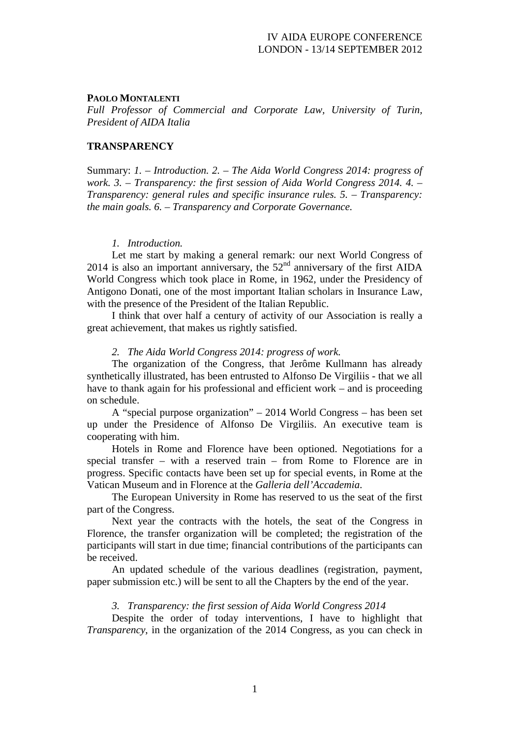IV AIDA EUROPE CONFERENCE
LONDON - 13/14 SEPTEMBER 2012

**PAOLO MONTALENTI**

*Full Professor of Commercial and Corporate Law, University of Turin, President of AIDA Italia*

## TRANSPARENCY

Summary: *1. – Introduction. 2. – The Aida World Congress 2014: progress of work. 3. – Transparency: the first session of Aida World Congress 2014. 4. – Transparency: general rules and specific insurance rules. 5. – Transparency: the main goals. 6. – Transparency and Corporate Governance.*

### *1. Introduction.*

Let me start by making a general remark: our next World Congress of 2014 is also an important anniversary, the 52nd anniversary of the first AIDA World Congress which took place in Rome, in 1962, under the Presidency of Antigono Donati, one of the most important Italian scholars in Insurance Law, with the presence of the President of the Italian Republic.

I think that over half a century of activity of our Association is really a great achievement, that makes us rightly satisfied.

### *2. The Aida World Congress 2014: progress of work.*

The organization of the Congress, that Jerôme Kullmann has already synthetically illustrated, has been entrusted to Alfonso De Virgiliis - that we all have to thank again for his professional and efficient work – and is proceeding on schedule.

A "special purpose organization" – 2014 World Congress – has been set up under the Presidence of Alfonso De Virgiliis. An executive team is cooperating with him.

Hotels in Rome and Florence have been optioned. Negotiations for a special transfer – with a reserved train – from Rome to Florence are in progress. Specific contacts have been set up for special events, in Rome at the Vatican Museum and in Florence at the *Galleria dell'Accademia*.

The European University in Rome has reserved to us the seat of the first part of the Congress.

Next year the contracts with the hotels, the seat of the Congress in Florence, the transfer organization will be completed; the registration of the participants will start in due time; financial contributions of the participants can be received.

An updated schedule of the various deadlines (registration, payment, paper submission etc.) will be sent to all the Chapters by the end of the year.

### *3. Transparency: the first session of Aida World Congress 2014*

Despite the order of today interventions, I have to highlight that *Transparency*, in the organization of the 2014 Congress, as you can check in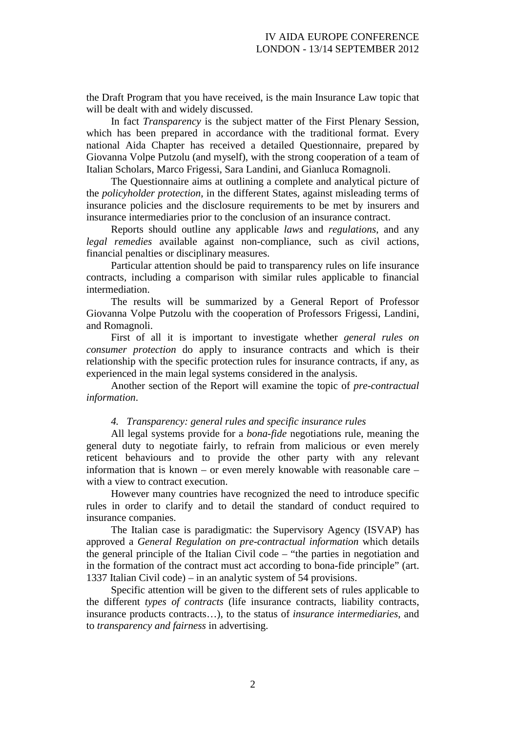the Draft Program that you have received, is the main Insurance Law topic that will be dealt with and widely discussed.

In fact *Transparency* is the subject matter of the First Plenary Session, which has been prepared in accordance with the traditional format. Every national Aida Chapter has received a detailed Questionnaire, prepared by Giovanna Volpe Putzolu (and myself), with the strong cooperation of a team of Italian Scholars, Marco Frigessi, Sara Landini, and Gianluca Romagnoli.

The Questionnaire aims at outlining a complete and analytical picture of the *policyholder protection*, in the different States, against misleading terms of insurance policies and the disclosure requirements to be met by insurers and insurance intermediaries prior to the conclusion of an insurance contract.

Reports should outline any applicable *laws* and *regulations*, and any *legal remedies* available against non-compliance, such as civil actions, financial penalties or disciplinary measures.

Particular attention should be paid to transparency rules on life insurance contracts, including a comparison with similar rules applicable to financial intermediation.

The results will be summarized by a General Report of Professor Giovanna Volpe Putzolu with the cooperation of Professors Frigessi, Landini, and Romagnoli.

First of all it is important to investigate whether *general rules on consumer protection* do apply to insurance contracts and which is their relationship with the specific protection rules for insurance contracts, if any, as experienced in the main legal systems considered in the analysis.

Another section of the Report will examine the topic of *pre-contractual information*.

### *4. Transparency: general rules and specific insurance rules*

All legal systems provide for a *bona-fide* negotiations rule, meaning the general duty to negotiate fairly, to refrain from malicious or even merely reticent behaviours and to provide the other party with any relevant information that is known – or even merely knowable with reasonable care – with a view to contract execution.

However many countries have recognized the need to introduce specific rules in order to clarify and to detail the standard of conduct required to insurance companies.

The Italian case is paradigmatic: the Supervisory Agency (ISVAP) has approved a *General Regulation on pre-contractual information* which details the general principle of the Italian Civil code – "the parties in negotiation and in the formation of the contract must act according to bona-fide principle" (art. 1337 Italian Civil code) – in an analytic system of 54 provisions.

Specific attention will be given to the different sets of rules applicable to the different *types of contracts* (life insurance contracts, liability contracts, insurance products contracts…), to the status of *insurance intermediaries*, and to *transparency and fairness* in advertising.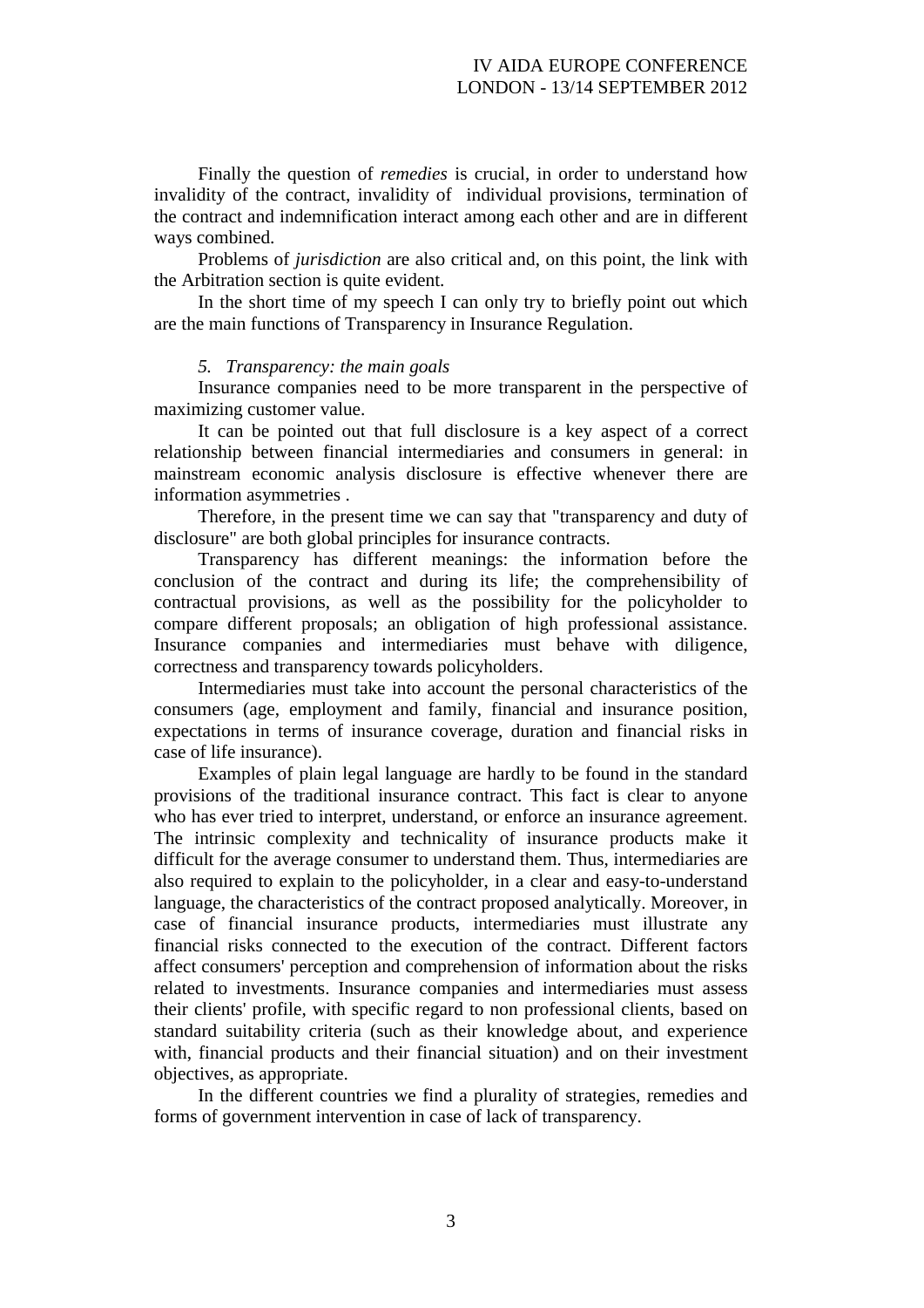Finally the question of *remedies* is crucial, in order to understand how invalidity of the contract, invalidity of individual provisions, termination of the contract and indemnification interact among each other and are in different ways combined.

Problems of *jurisdiction* are also critical and, on this point, the link with the Arbitration section is quite evident.

In the short time of my speech I can only try to briefly point out which are the main functions of Transparency in Insurance Regulation.

### *5. Transparency: the main goals*

Insurance companies need to be more transparent in the perspective of maximizing customer value.

It can be pointed out that full disclosure is a key aspect of a correct relationship between financial intermediaries and consumers in general: in mainstream economic analysis disclosure is effective whenever there are information asymmetries .

Therefore, in the present time we can say that "transparency and duty of disclosure" are both global principles for insurance contracts.

Transparency has different meanings: the information before the conclusion of the contract and during its life; the comprehensibility of contractual provisions, as well as the possibility for the policyholder to compare different proposals; an obligation of high professional assistance. Insurance companies and intermediaries must behave with diligence, correctness and transparency towards policyholders.

Intermediaries must take into account the personal characteristics of the consumers (age, employment and family, financial and insurance position, expectations in terms of insurance coverage, duration and financial risks in case of life insurance).

Examples of plain legal language are hardly to be found in the standard provisions of the traditional insurance contract. This fact is clear to anyone who has ever tried to interpret, understand, or enforce an insurance agreement. The intrinsic complexity and technicality of insurance products make it difficult for the average consumer to understand them. Thus, intermediaries are also required to explain to the policyholder, in a clear and easy-to-understand language, the characteristics of the contract proposed analytically. Moreover, in case of financial insurance products, intermediaries must illustrate any financial risks connected to the execution of the contract. Different factors affect consumers' perception and comprehension of information about the risks related to investments. Insurance companies and intermediaries must assess their clients' profile, with specific regard to non professional clients, based on standard suitability criteria (such as their knowledge about, and experience with, financial products and their financial situation) and on their investment objectives, as appropriate.

In the different countries we find a plurality of strategies, remedies and forms of government intervention in case of lack of transparency.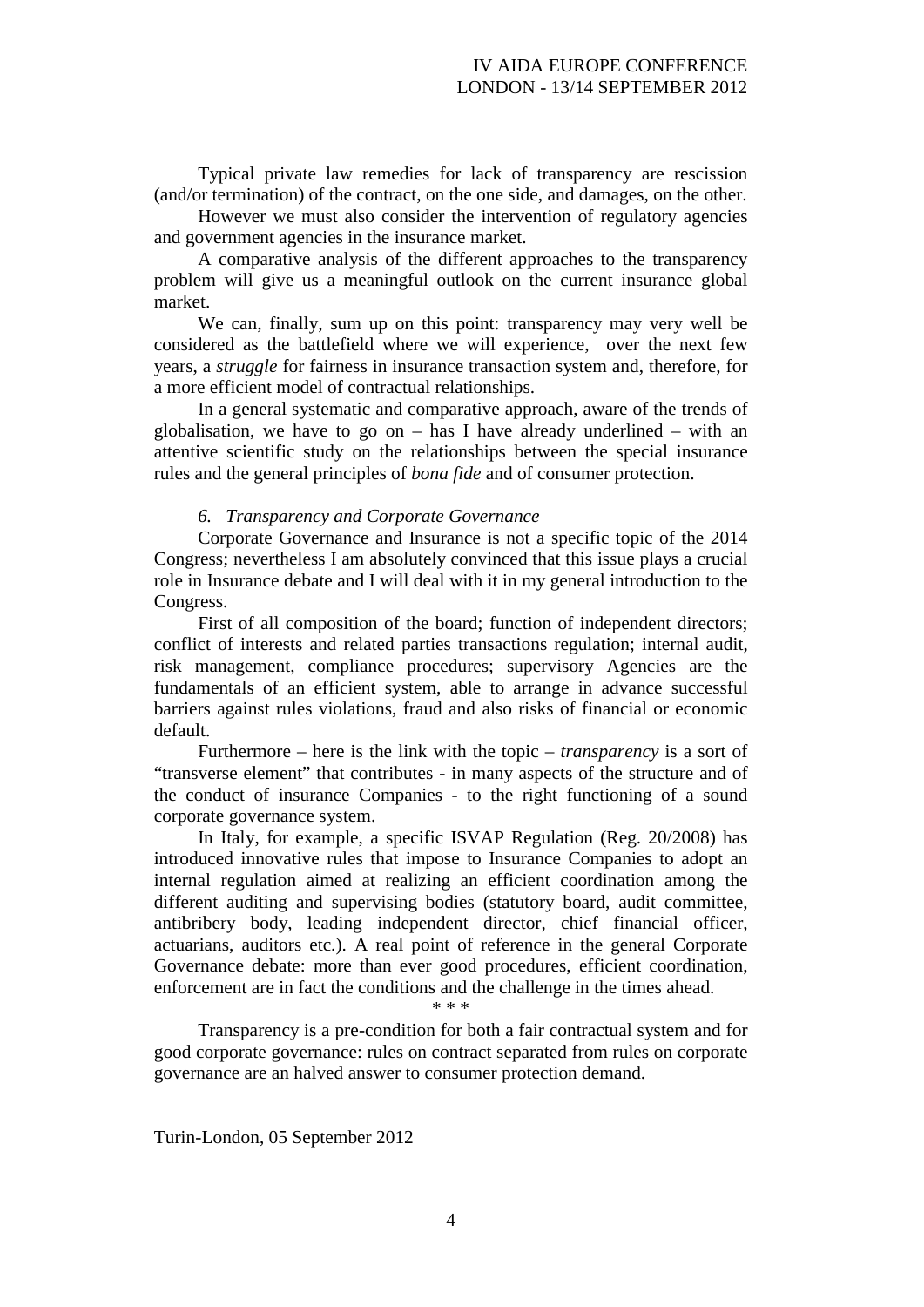Typical private law remedies for lack of transparency are rescission (and/or termination) of the contract, on the one side, and damages, on the other.

However we must also consider the intervention of regulatory agencies and government agencies in the insurance market.

A comparative analysis of the different approaches to the transparency problem will give us a meaningful outlook on the current insurance global market.

We can, finally, sum up on this point: transparency may very well be considered as the battlefield where we will experience, over the next few years, a *struggle* for fairness in insurance transaction system and, therefore, for a more efficient model of contractual relationships.

In a general systematic and comparative approach, aware of the trends of globalisation, we have to go on – has I have already underlined – with an attentive scientific study on the relationships between the special insurance rules and the general principles of *bona fide* and of consumer protection.

### *6. Transparency and Corporate Governance*

Corporate Governance and Insurance is not a specific topic of the 2014 Congress; nevertheless I am absolutely convinced that this issue plays a crucial role in Insurance debate and I will deal with it in my general introduction to the Congress.

First of all composition of the board; function of independent directors; conflict of interests and related parties transactions regulation; internal audit, risk management, compliance procedures; supervisory Agencies are the fundamentals of an efficient system, able to arrange in advance successful barriers against rules violations, fraud and also risks of financial or economic default.

Furthermore – here is the link with the topic – *transparency* is a sort of "transverse element" that contributes - in many aspects of the structure and of the conduct of insurance Companies - to the right functioning of a sound corporate governance system.

In Italy, for example, a specific ISVAP Regulation (Reg. 20/2008) has introduced innovative rules that impose to Insurance Companies to adopt an internal regulation aimed at realizing an efficient coordination among the different auditing and supervising bodies (statutory board, audit committee, antibribery body, leading independent director, chief financial officer, actuarians, auditors etc.). A real point of reference in the general Corporate Governance debate: more than ever good procedures, efficient coordination, enforcement are in fact the conditions and the challenge in the times ahead.

\* \* \*

Transparency is a pre-condition for both a fair contractual system and for good corporate governance: rules on contract separated from rules on corporate governance are an halved answer to consumer protection demand.

Turin-London, 05 September 2012